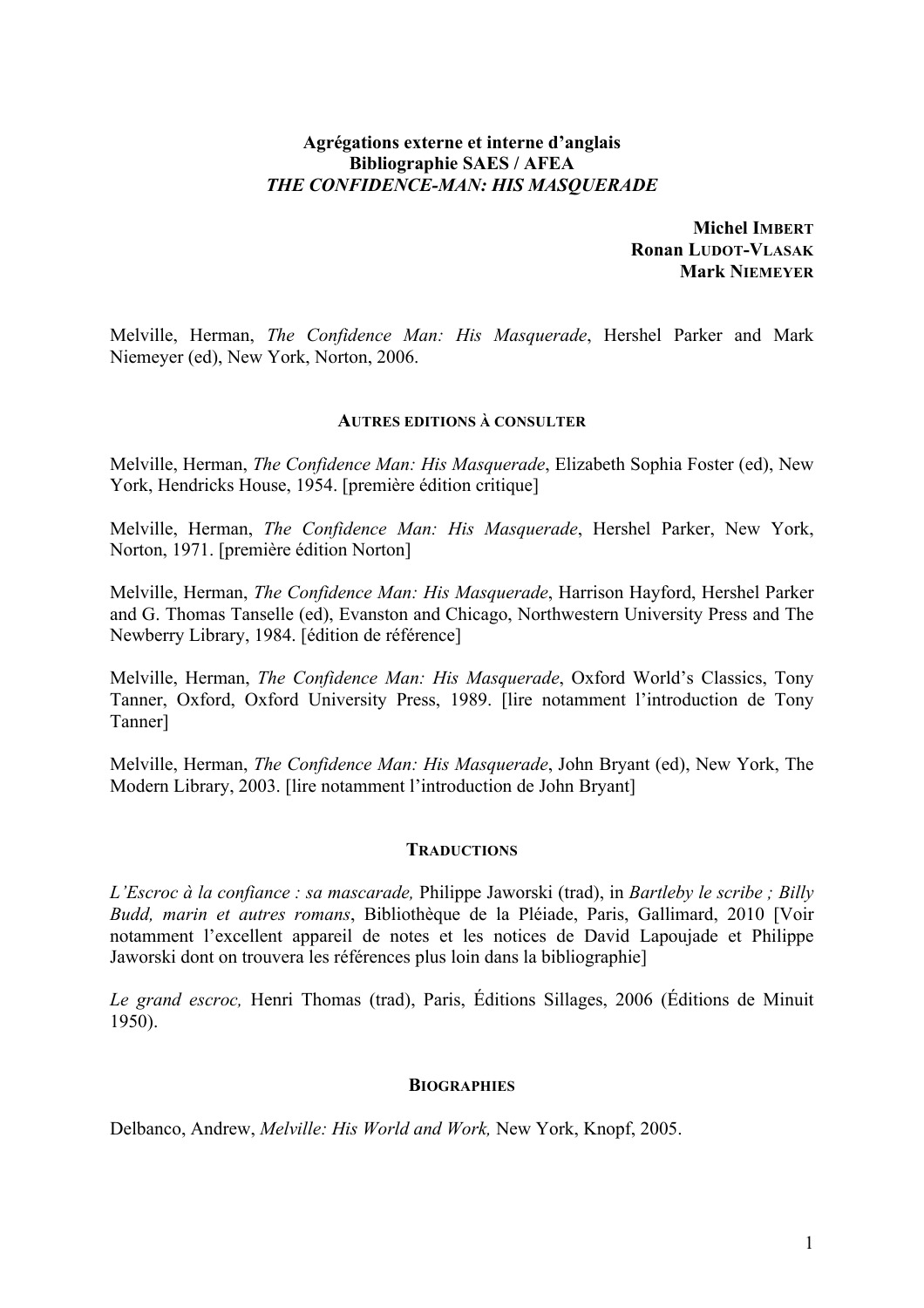**Agrégations externe et interne d'anglais**
**Bibliographie SAES / AFEA**
***THE CONFIDENCE-MAN: HIS MASQUERADE***

**Michel IMBERT**
**Ronan LUDOT-VLASAK**
**Mark NIEMEYER**

Melville, Herman, *The Confidence Man: His Masquerade*, Hershel Parker and Mark Niemeyer (ed), New York, Norton, 2006.

## AUTRES EDITIONS À CONSULTER

Melville, Herman, *The Confidence Man: His Masquerade*, Elizabeth Sophia Foster (ed), New York, Hendricks House, 1954. [première édition critique]

Melville, Herman, *The Confidence Man: His Masquerade*, Hershel Parker, New York, Norton, 1971. [première édition Norton]

Melville, Herman, *The Confidence Man: His Masquerade*, Harrison Hayford, Hershel Parker and G. Thomas Tanselle (ed), Evanston and Chicago, Northwestern University Press and The Newberry Library, 1984. [édition de référence]

Melville, Herman, *The Confidence Man: His Masquerade*, Oxford World's Classics, Tony Tanner, Oxford, Oxford University Press, 1989. [lire notamment l'introduction de Tony Tanner]

Melville, Herman, *The Confidence Man: His Masquerade*, John Bryant (ed), New York, The Modern Library, 2003. [lire notamment l'introduction de John Bryant]

## TRADUCTIONS

*L'Escroc à la confiance : sa mascarade,* Philippe Jaworski (trad), in *Bartleby le scribe ; Billy Budd, marin et autres romans*, Bibliothèque de la Pléiade, Paris, Gallimard, 2010 [Voir notamment l'excellent appareil de notes et les notices de David Lapoujade et Philippe Jaworski dont on trouvera les références plus loin dans la bibliographie]

*Le grand escroc,* Henri Thomas (trad), Paris, Éditions Sillages, 2006 (Éditions de Minuit 1950).

## BIOGRAPHIES

Delbanco, Andrew, *Melville: His World and Work,* New York, Knopf, 2005.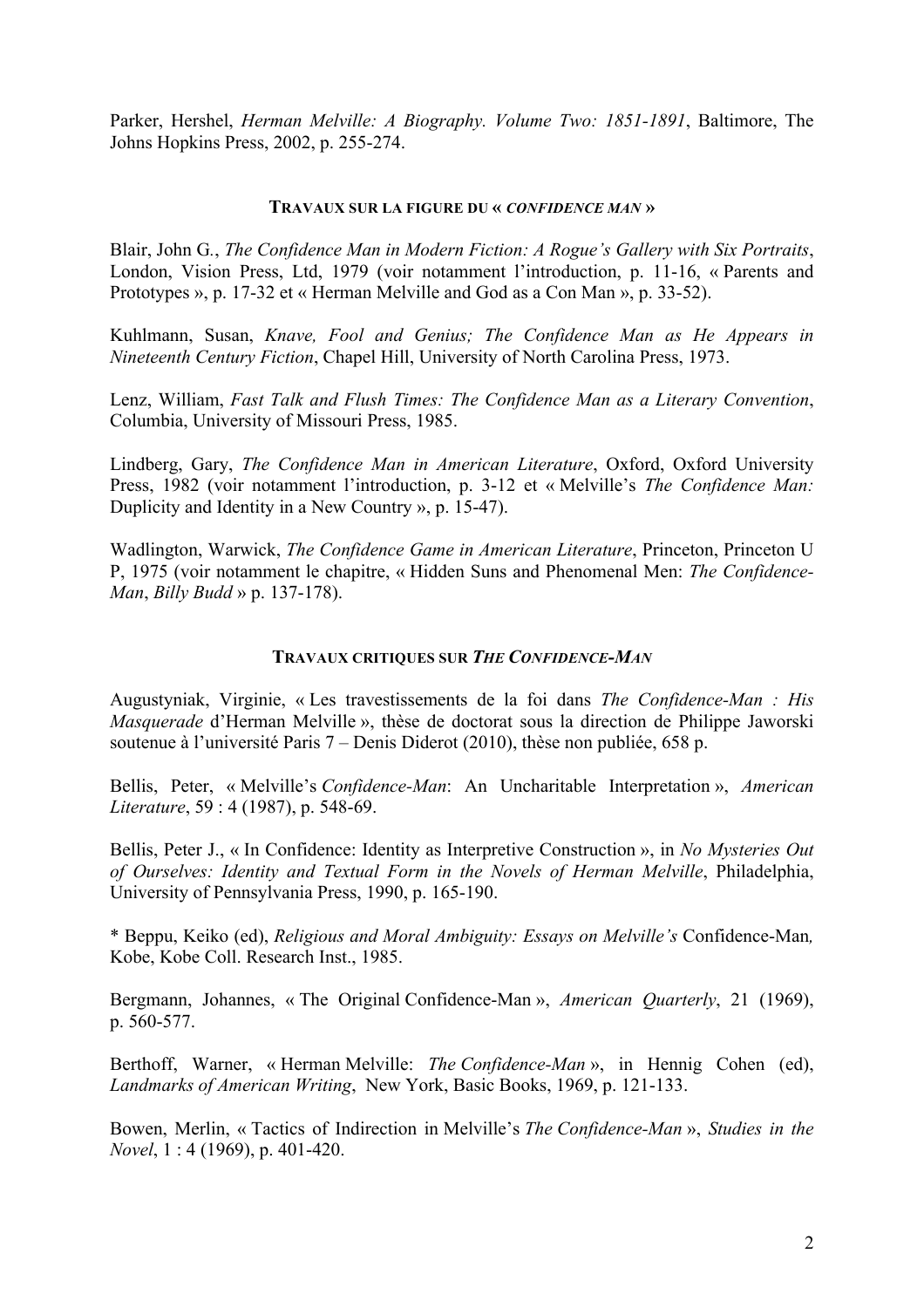Parker, Hershel, *Herman Melville: A Biography. Volume Two: 1851-1891*, Baltimore, The Johns Hopkins Press, 2002, p. 255-274.

### TRAVAUX SUR LA FIGURE DU « *CONFIDENCE MAN* »

Blair, John G., *The Confidence Man in Modern Fiction: A Rogue's Gallery with Six Portraits*, London, Vision Press, Ltd, 1979 (voir notamment l'introduction, p. 11-16, « Parents and Prototypes », p. 17-32 et « Herman Melville and God as a Con Man », p. 33-52).

Kuhlmann, Susan, *Knave, Fool and Genius; The Confidence Man as He Appears in Nineteenth Century Fiction*, Chapel Hill, University of North Carolina Press, 1973.

Lenz, William, *Fast Talk and Flush Times: The Confidence Man as a Literary Convention*, Columbia, University of Missouri Press, 1985.

Lindberg, Gary, *The Confidence Man in American Literature*, Oxford, Oxford University Press, 1982 (voir notamment l'introduction, p. 3-12 et « Melville's *The Confidence Man:* Duplicity and Identity in a New Country », p. 15-47).

Wadlington, Warwick, *The Confidence Game in American Literature*, Princeton, Princeton U P, 1975 (voir notamment le chapitre, « Hidden Suns and Phenomenal Men: *The Confidence-Man*, *Billy Budd* » p. 137-178).

### TRAVAUX CRITIQUES SUR *THE CONFIDENCE-MAN*

Augustyniak, Virginie, « Les travestissements de la foi dans *The Confidence-Man : His Masquerade* d'Herman Melville », thèse de doctorat sous la direction de Philippe Jaworski soutenue à l'université Paris 7 – Denis Diderot (2010), thèse non publiée, 658 p.

Bellis, Peter, « Melville's *Confidence-Man*: An Uncharitable Interpretation », *American Literature*, 59 : 4 (1987), p. 548-69.

Bellis, Peter J., « In Confidence: Identity as Interpretive Construction », in *No Mysteries Out of Ourselves: Identity and Textual Form in the Novels of Herman Melville*, Philadelphia, University of Pennsylvania Press, 1990, p. 165-190.

* Beppu, Keiko (ed), *Religious and Moral Ambiguity: Essays on Melville's* Confidence-Man*,* Kobe, Kobe Coll. Research Inst., 1985.

Bergmann, Johannes, « The Original Confidence-Man », *American Quarterly*, 21 (1969), p. 560-577.

Berthoff, Warner, « Herman Melville: *The Confidence-Man* », in Hennig Cohen (ed), *Landmarks of American Writing*, New York, Basic Books, 1969, p. 121-133.

Bowen, Merlin, « Tactics of Indirection in Melville's *The Confidence-Man* », *Studies in the Novel*, 1 : 4 (1969), p. 401-420.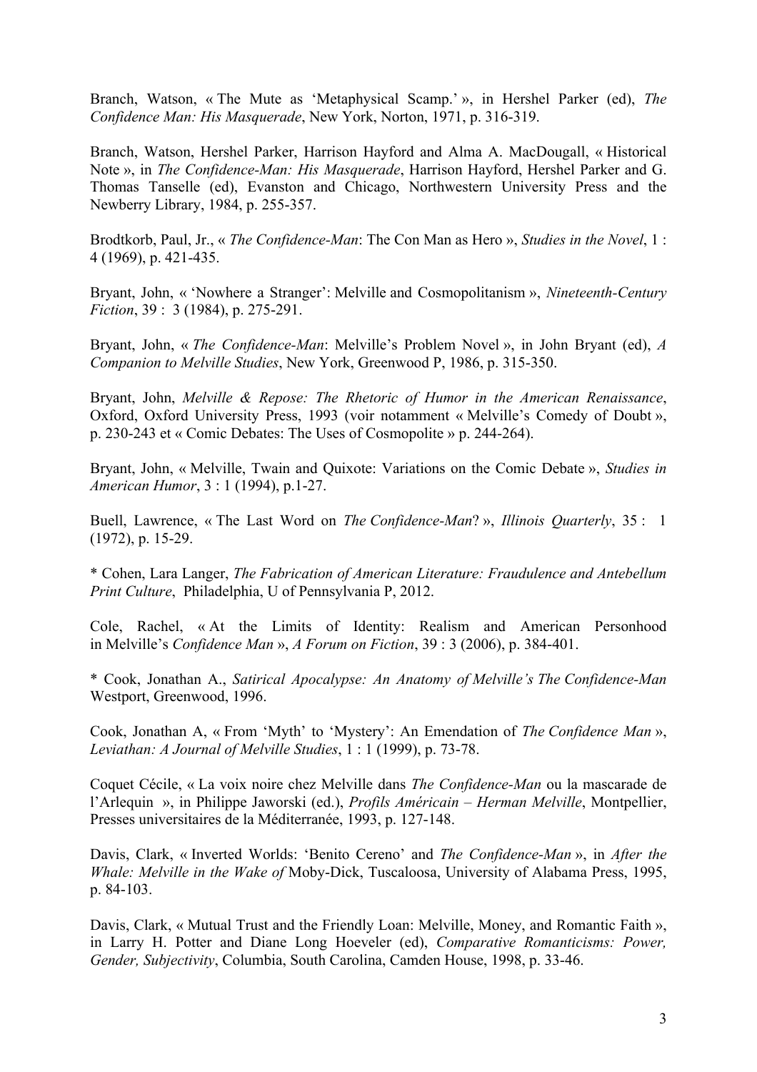Branch, Watson, « The Mute as 'Metaphysical Scamp.' », in Hershel Parker (ed), *The Confidence Man: His Masquerade*, New York, Norton, 1971, p. 316-319.

Branch, Watson, Hershel Parker, Harrison Hayford and Alma A. MacDougall, « Historical Note », in *The Confidence-Man: His Masquerade*, Harrison Hayford, Hershel Parker and G. Thomas Tanselle (ed), Evanston and Chicago, Northwestern University Press and the Newberry Library, 1984, p. 255-357.

Brodtkorb, Paul, Jr., « *The Confidence-Man*: The Con Man as Hero », *Studies in the Novel*, 1 : 4 (1969), p. 421-435.

Bryant, John, « 'Nowhere a Stranger': Melville and Cosmopolitanism », *Nineteenth-Century Fiction*, 39 : 3 (1984), p. 275-291.

Bryant, John, « *The Confidence-Man*: Melville's Problem Novel », in John Bryant (ed), *A Companion to Melville Studies*, New York, Greenwood P, 1986, p. 315-350.

Bryant, John, *Melville & Repose: The Rhetoric of Humor in the American Renaissance*, Oxford, Oxford University Press, 1993 (voir notamment « Melville's Comedy of Doubt », p. 230-243 et « Comic Debates: The Uses of Cosmopolite » p. 244-264).

Bryant, John, « Melville, Twain and Quixote: Variations on the Comic Debate », *Studies in American Humor*, 3 : 1 (1994), p.1-27.

Buell, Lawrence, « The Last Word on *The Confidence-Man*? », *Illinois Quarterly*, 35 : 1 (1972), p. 15-29.

* Cohen, Lara Langer, *The Fabrication of American Literature: Fraudulence and Antebellum Print Culture*, Philadelphia, U of Pennsylvania P, 2012.

Cole, Rachel, « At the Limits of Identity: Realism and American Personhood in Melville's *Confidence Man* », *A Forum on Fiction*, 39 : 3 (2006), p. 384-401.

* Cook, Jonathan A., *Satirical Apocalypse: An Anatomy of Melville's The Confidence-Man* Westport, Greenwood, 1996.

Cook, Jonathan A, « From 'Myth' to 'Mystery': An Emendation of *The Confidence Man* », *Leviathan: A Journal of Melville Studies*, 1 : 1 (1999), p. 73-78.

Coquet Cécile, « La voix noire chez Melville dans *The Confidence-Man* ou la mascarade de l'Arlequin », in Philippe Jaworski (ed.), *Profils Américain – Herman Melville*, Montpellier, Presses universitaires de la Méditerranée, 1993, p. 127-148.

Davis, Clark, « Inverted Worlds: 'Benito Cereno' and *The Confidence-Man* », in *After the Whale: Melville in the Wake of* Moby-Dick, Tuscaloosa, University of Alabama Press, 1995, p. 84-103.

Davis, Clark, « Mutual Trust and the Friendly Loan: Melville, Money, and Romantic Faith », in Larry H. Potter and Diane Long Hoeveler (ed), *Comparative Romanticisms: Power, Gender, Subjectivity*, Columbia, South Carolina, Camden House, 1998, p. 33-46.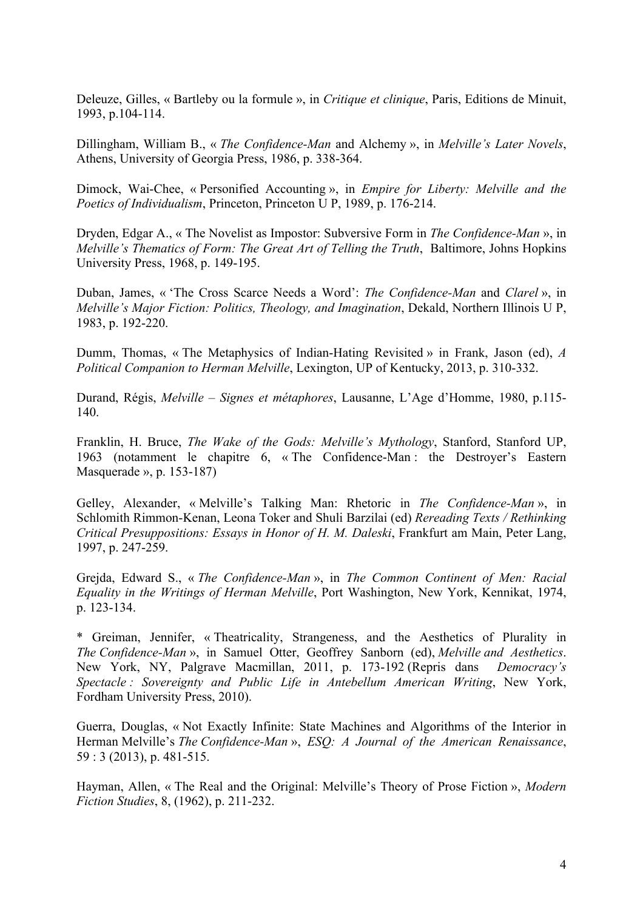Deleuze, Gilles, « Bartleby ou la formule », in *Critique et clinique*, Paris, Editions de Minuit, 1993, p.104-114.

Dillingham, William B., « *The Confidence-Man* and Alchemy », in *Melville's Later Novels*, Athens, University of Georgia Press, 1986, p. 338-364.

Dimock, Wai-Chee, « Personified Accounting », in *Empire for Liberty: Melville and the Poetics of Individualism*, Princeton, Princeton U P, 1989, p. 176-214.

Dryden, Edgar A., « The Novelist as Impostor: Subversive Form in *The Confidence-Man* », in *Melville's Thematics of Form: The Great Art of Telling the Truth*, Baltimore, Johns Hopkins University Press, 1968, p. 149-195.

Duban, James, « 'The Cross Scarce Needs a Word': *The Confidence-Man* and *Clarel* », in *Melville's Major Fiction: Politics, Theology, and Imagination*, Dekald, Northern Illinois U P, 1983, p. 192-220.

Dumm, Thomas, « The Metaphysics of Indian-Hating Revisited » in Frank, Jason (ed), *A Political Companion to Herman Melville*, Lexington, UP of Kentucky, 2013, p. 310-332.

Durand, Régis, *Melville – Signes et métaphores*, Lausanne, L'Age d'Homme, 1980, p.115-140.

Franklin, H. Bruce, *The Wake of the Gods: Melville's Mythology*, Stanford, Stanford UP, 1963 (notamment le chapitre 6, « The Confidence-Man : the Destroyer's Eastern Masquerade », p. 153-187)

Gelley, Alexander, « Melville's Talking Man: Rhetoric in *The Confidence-Man* », in Schlomith Rimmon-Kenan, Leona Toker and Shuli Barzilai (ed) *Rereading Texts / Rethinking Critical Presuppositions: Essays in Honor of H. M. Daleski*, Frankfurt am Main, Peter Lang, 1997, p. 247-259.

Grejda, Edward S., « *The Confidence-Man* », in *The Common Continent of Men: Racial Equality in the Writings of Herman Melville*, Port Washington, New York, Kennikat, 1974, p. 123-134.

* Greiman, Jennifer, « Theatricality, Strangeness, and the Aesthetics of Plurality in *The Confidence-Man* », in Samuel Otter, Geoffrey Sanborn (ed), *Melville and Aesthetics*. New York, NY, Palgrave Macmillan, 2011, p. 173-192 (Repris dans *Democracy's Spectacle : Sovereignty and Public Life in Antebellum American Writing*, New York, Fordham University Press, 2010).

Guerra, Douglas, « Not Exactly Infinite: State Machines and Algorithms of the Interior in Herman Melville's *The Confidence-Man* », *ESQ: A Journal of the American Renaissance*, 59 : 3 (2013), p. 481-515.

Hayman, Allen, « The Real and the Original: Melville's Theory of Prose Fiction », *Modern Fiction Studies*, 8, (1962), p. 211-232.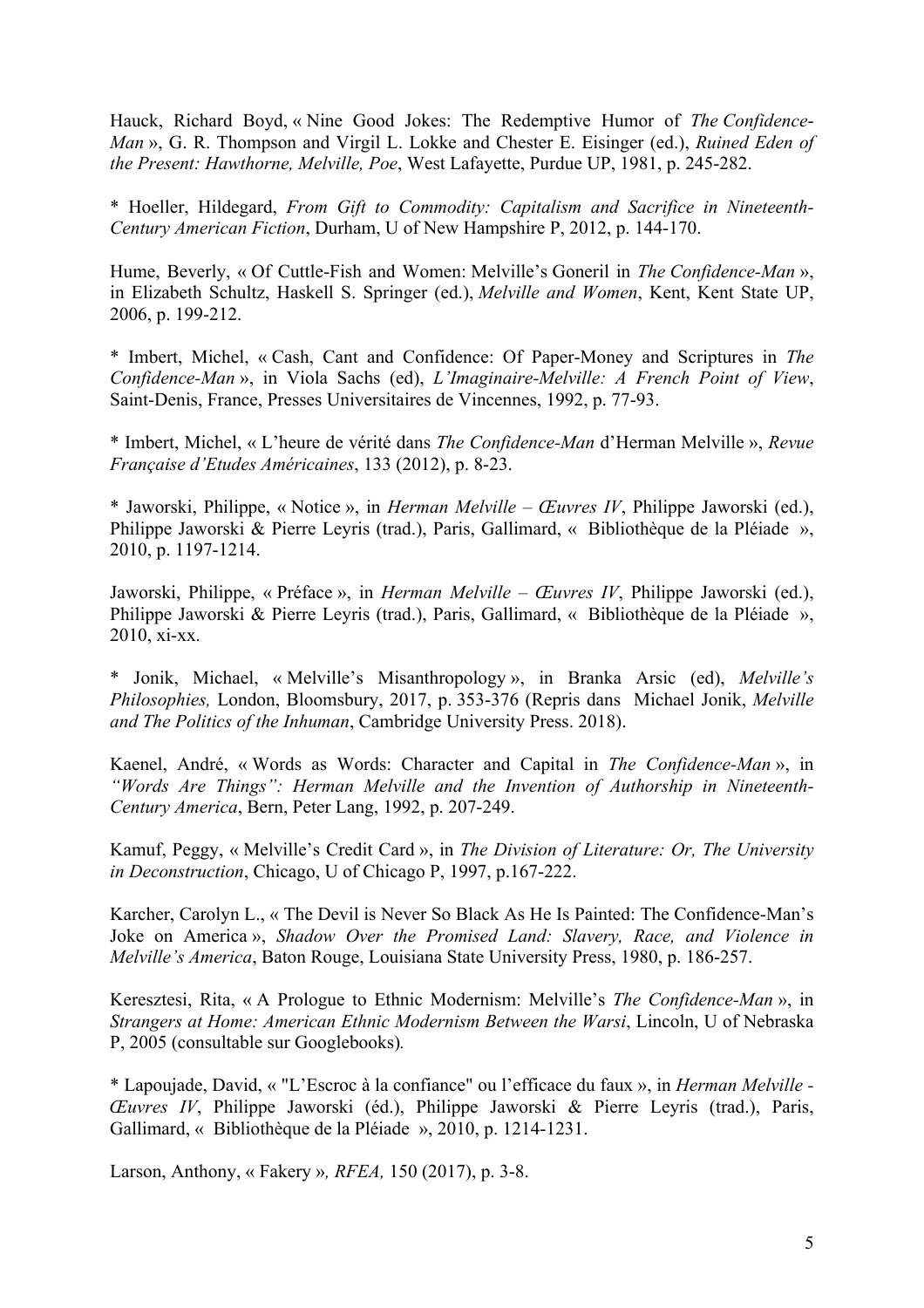Hauck, Richard Boyd, « Nine Good Jokes: The Redemptive Humor of *The Confidence-Man* », G. R. Thompson and Virgil L. Lokke and Chester E. Eisinger (ed.), *Ruined Eden of the Present: Hawthorne, Melville, Poe*, West Lafayette, Purdue UP, 1981, p. 245-282.

* Hoeller, Hildegard, *From Gift to Commodity: Capitalism and Sacrifice in Nineteenth-Century American Fiction*, Durham, U of New Hampshire P, 2012, p. 144-170.

Hume, Beverly, « Of Cuttle-Fish and Women: Melville's Goneril in *The Confidence-Man* », in Elizabeth Schultz, Haskell S. Springer (ed.), *Melville and Women*, Kent, Kent State UP, 2006, p. 199-212.

* Imbert, Michel, « Cash, Cant and Confidence: Of Paper-Money and Scriptures in *The Confidence-Man* », in Viola Sachs (ed), *L'Imaginaire-Melville: A French Point of View*, Saint-Denis, France, Presses Universitaires de Vincennes, 1992, p. 77-93.

* Imbert, Michel, « L'heure de vérité dans *The Confidence-Man* d'Herman Melville », *Revue Française d'Etudes Américaines*, 133 (2012), p. 8-23.

* Jaworski, Philippe, « Notice », in *Herman Melville – Œuvres IV*, Philippe Jaworski (ed.), Philippe Jaworski & Pierre Leyris (trad.), Paris, Gallimard, « Bibliothèque de la Pléiade », 2010, p. 1197-1214.

Jaworski, Philippe, « Préface », in *Herman Melville – Œuvres IV*, Philippe Jaworski (ed.), Philippe Jaworski & Pierre Leyris (trad.), Paris, Gallimard, « Bibliothèque de la Pléiade », 2010, xi-xx.

* Jonik, Michael, « Melville's Misanthropology », in Branka Arsic (ed), *Melville's Philosophies,* London, Bloomsbury, 2017, p. 353-376 (Repris dans Michael Jonik, *Melville and The Politics of the Inhuman*, Cambridge University Press. 2018).

Kaenel, André, « Words as Words: Character and Capital in *The Confidence-Man* », in *"Words Are Things": Herman Melville and the Invention of Authorship in Nineteenth-Century America*, Bern, Peter Lang, 1992, p. 207-249.

Kamuf, Peggy, « Melville's Credit Card », in *The Division of Literature: Or, The University in Deconstruction*, Chicago, U of Chicago P, 1997, p.167-222.

Karcher, Carolyn L., « The Devil is Never So Black As He Is Painted: The Confidence-Man's Joke on America », *Shadow Over the Promised Land: Slavery, Race, and Violence in Melville's America*, Baton Rouge, Louisiana State University Press, 1980, p. 186-257.

Keresztesi, Rita, « A Prologue to Ethnic Modernism: Melville's *The Confidence-Man* », in *Strangers at Home: American Ethnic Modernism Between the Warsi*, Lincoln, U of Nebraska P, 2005 (consultable sur Googlebooks).

* Lapoujade, David, « "L'Escroc à la confiance" ou l'efficace du faux », in *Herman Melville - Œuvres IV*, Philippe Jaworski (éd.), Philippe Jaworski & Pierre Leyris (trad.), Paris, Gallimard, « Bibliothèque de la Pléiade », 2010, p. 1214-1231.

Larson, Anthony, « Fakery »*, RFEA,* 150 (2017), p. 3-8.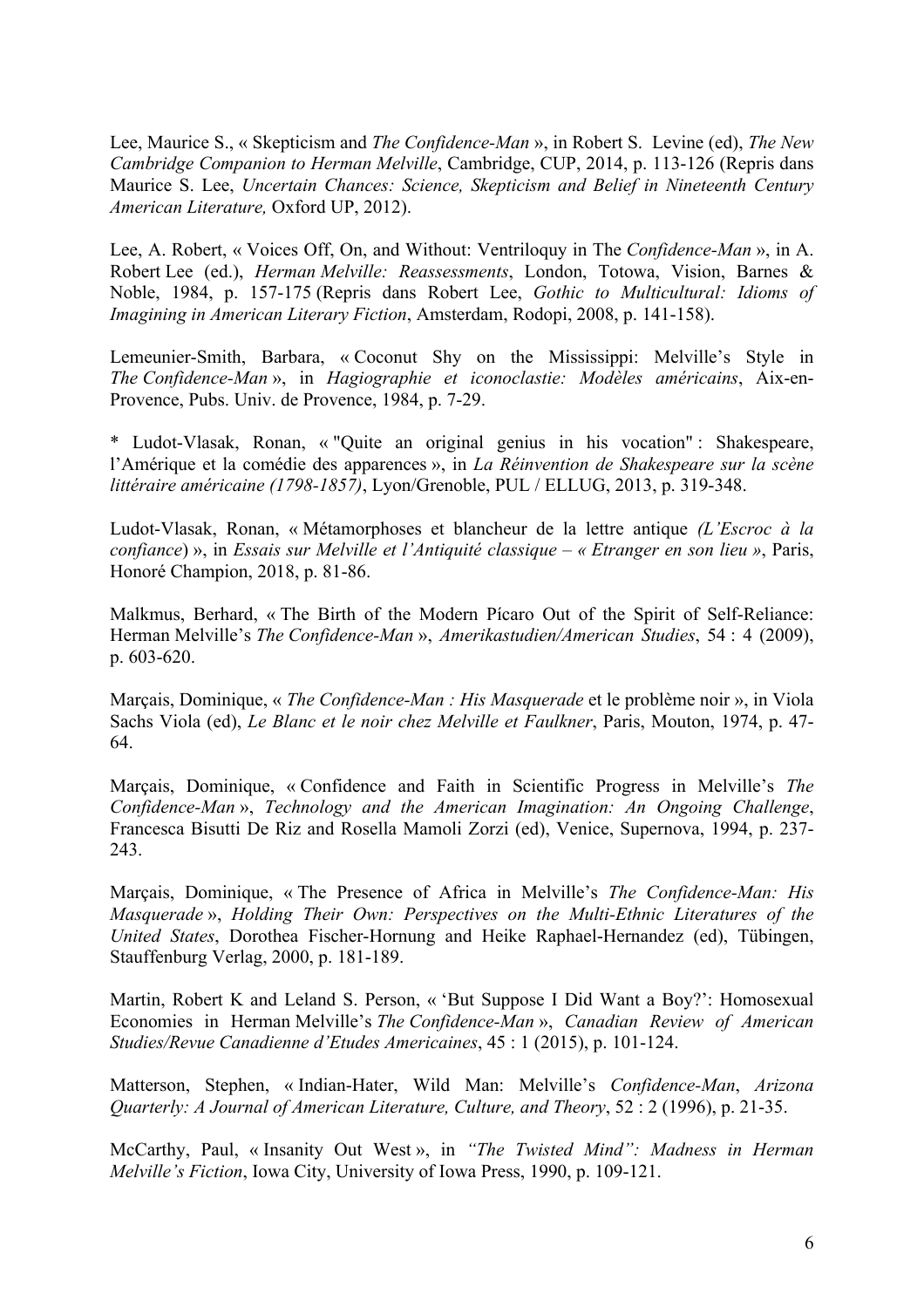Lee, Maurice S., « Skepticism and *The Confidence-Man* », in Robert S. Levine (ed), *The New Cambridge Companion to Herman Melville*, Cambridge, CUP, 2014, p. 113-126 (Repris dans Maurice S. Lee, *Uncertain Chances: Science, Skepticism and Belief in Nineteenth Century American Literature,* Oxford UP, 2012).

Lee, A. Robert, « Voices Off, On, and Without: Ventriloquy in The *Confidence-Man* », in A. Robert Lee (ed.), *Herman Melville: Reassessments*, London, Totowa, Vision, Barnes & Noble, 1984, p. 157-175 (Repris dans Robert Lee, *Gothic to Multicultural: Idioms of Imagining in American Literary Fiction*, Amsterdam, Rodopi, 2008, p. 141-158).

Lemeunier-Smith, Barbara, « Coconut Shy on the Mississippi: Melville's Style in *The Confidence-Man* », in *Hagiographie et iconoclastie: Modèles américains*, Aix-en-Provence, Pubs. Univ. de Provence, 1984, p. 7-29.

* Ludot-Vlasak, Ronan, « "Quite an original genius in his vocation" : Shakespeare, l'Amérique et la comédie des apparences », in *La Réinvention de Shakespeare sur la scène littéraire américaine (1798-1857)*, Lyon/Grenoble, PUL / ELLUG, 2013, p. 319-348.

Ludot-Vlasak, Ronan, « Métamorphoses et blancheur de la lettre antique *(L'Escroc à la confiance*) », in *Essais sur Melville et l'Antiquité classique – « Etranger en son lieu »*, Paris, Honoré Champion, 2018, p. 81-86.

Malkmus, Berhard, « The Birth of the Modern Pícaro Out of the Spirit of Self-Reliance: Herman Melville's *The Confidence-Man* », *Amerikastudien/American Studies*, 54 : 4 (2009), p. 603-620.

Marçais, Dominique, « *The Confidence-Man : His Masquerade* et le problème noir », in Viola Sachs Viola (ed), *Le Blanc et le noir chez Melville et Faulkner*, Paris, Mouton, 1974, p. 47-64.

Marçais, Dominique, « Confidence and Faith in Scientific Progress in Melville's *The Confidence-Man* », *Technology and the American Imagination: An Ongoing Challenge*, Francesca Bisutti De Riz and Rosella Mamoli Zorzi (ed), Venice, Supernova, 1994, p. 237-243.

Marçais, Dominique, « The Presence of Africa in Melville's *The Confidence-Man: His Masquerade* », *Holding Their Own: Perspectives on the Multi-Ethnic Literatures of the United States*, Dorothea Fischer-Hornung and Heike Raphael-Hernandez (ed), Tübingen, Stauffenburg Verlag, 2000, p. 181-189.

Martin, Robert K and Leland S. Person, « 'But Suppose I Did Want a Boy?': Homosexual Economies in Herman Melville's *The Confidence-Man* », *Canadian Review of American Studies/Revue Canadienne d'Etudes Americaines*, 45 : 1 (2015), p. 101-124.

Matterson, Stephen, « Indian-Hater, Wild Man: Melville's *Confidence-Man*, *Arizona Quarterly: A Journal of American Literature, Culture, and Theory*, 52 : 2 (1996), p. 21-35.

McCarthy, Paul, « Insanity Out West », in *"The Twisted Mind": Madness in Herman Melville's Fiction*, Iowa City, University of Iowa Press, 1990, p. 109-121.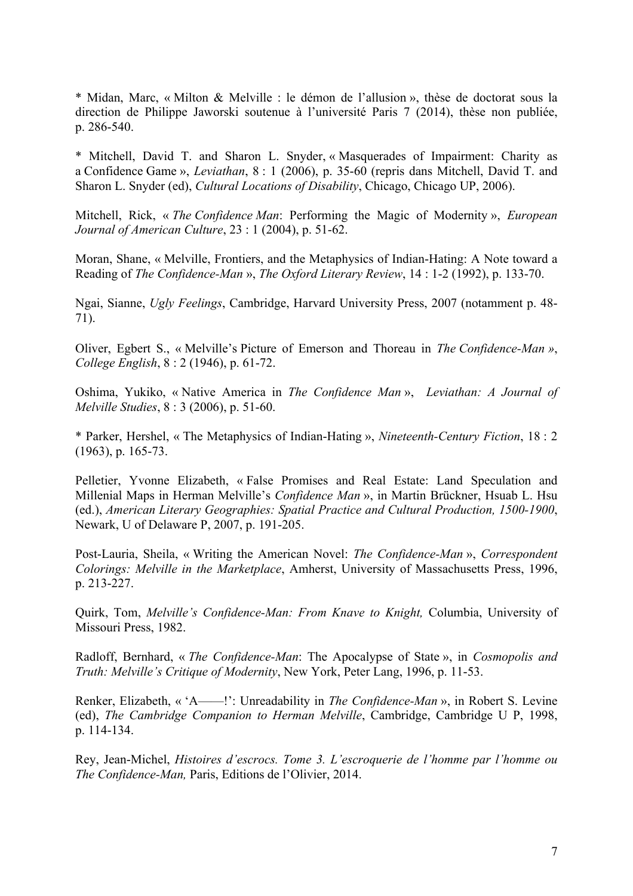* Midan, Marc, « Milton & Melville : le démon de l'allusion », thèse de doctorat sous la direction de Philippe Jaworski soutenue à l'université Paris 7 (2014), thèse non publiée, p. 286-540.

* Mitchell, David T. and Sharon L. Snyder, « Masquerades of Impairment: Charity as a Confidence Game », *Leviathan*, 8 : 1 (2006), p. 35-60 (repris dans Mitchell, David T. and Sharon L. Snyder (ed), *Cultural Locations of Disability*, Chicago, Chicago UP, 2006).

Mitchell, Rick, « *The Confidence Man*: Performing the Magic of Modernity », *European Journal of American Culture*, 23 : 1 (2004), p. 51-62.

Moran, Shane, « Melville, Frontiers, and the Metaphysics of Indian-Hating: A Note toward a Reading of *The Confidence-Man* », *The Oxford Literary Review*, 14 : 1-2 (1992), p. 133-70.

Ngai, Sianne, *Ugly Feelings*, Cambridge, Harvard University Press, 2007 (notamment p. 48-71).

Oliver, Egbert S., « Melville's Picture of Emerson and Thoreau in *The Confidence-Man »*, *College English*, 8 : 2 (1946), p. 61-72.

Oshima, Yukiko, « Native America in *The Confidence Man* », *Leviathan: A Journal of Melville Studies*, 8 : 3 (2006), p. 51-60.

* Parker, Hershel, « The Metaphysics of Indian-Hating », *Nineteenth-Century Fiction*, 18 : 2 (1963), p. 165-73.

Pelletier, Yvonne Elizabeth, « False Promises and Real Estate: Land Speculation and Millenial Maps in Herman Melville's *Confidence Man* », in Martin Brückner, Hsuab L. Hsu (ed.), *American Literary Geographies: Spatial Practice and Cultural Production, 1500-1900*, Newark, U of Delaware P, 2007, p. 191-205.

Post-Lauria, Sheila, « Writing the American Novel: *The Confidence-Man* », *Correspondent Colorings: Melville in the Marketplace*, Amherst, University of Massachusetts Press, 1996, p. 213-227.

Quirk, Tom, *Melville's Confidence-Man: From Knave to Knight,* Columbia, University of Missouri Press, 1982.

Radloff, Bernhard, « *The Confidence-Man*: The Apocalypse of State », in *Cosmopolis and Truth: Melville's Critique of Modernity*, New York, Peter Lang, 1996, p. 11-53.

Renker, Elizabeth, « 'A——!': Unreadability in *The Confidence-Man* », in Robert S. Levine (ed), *The Cambridge Companion to Herman Melville*, Cambridge, Cambridge U P, 1998, p. 114-134.

Rey, Jean-Michel, *Histoires d'escrocs. Tome 3. L'escroquerie de l'homme par l'homme ou The Confidence-Man,* Paris, Editions de l'Olivier, 2014.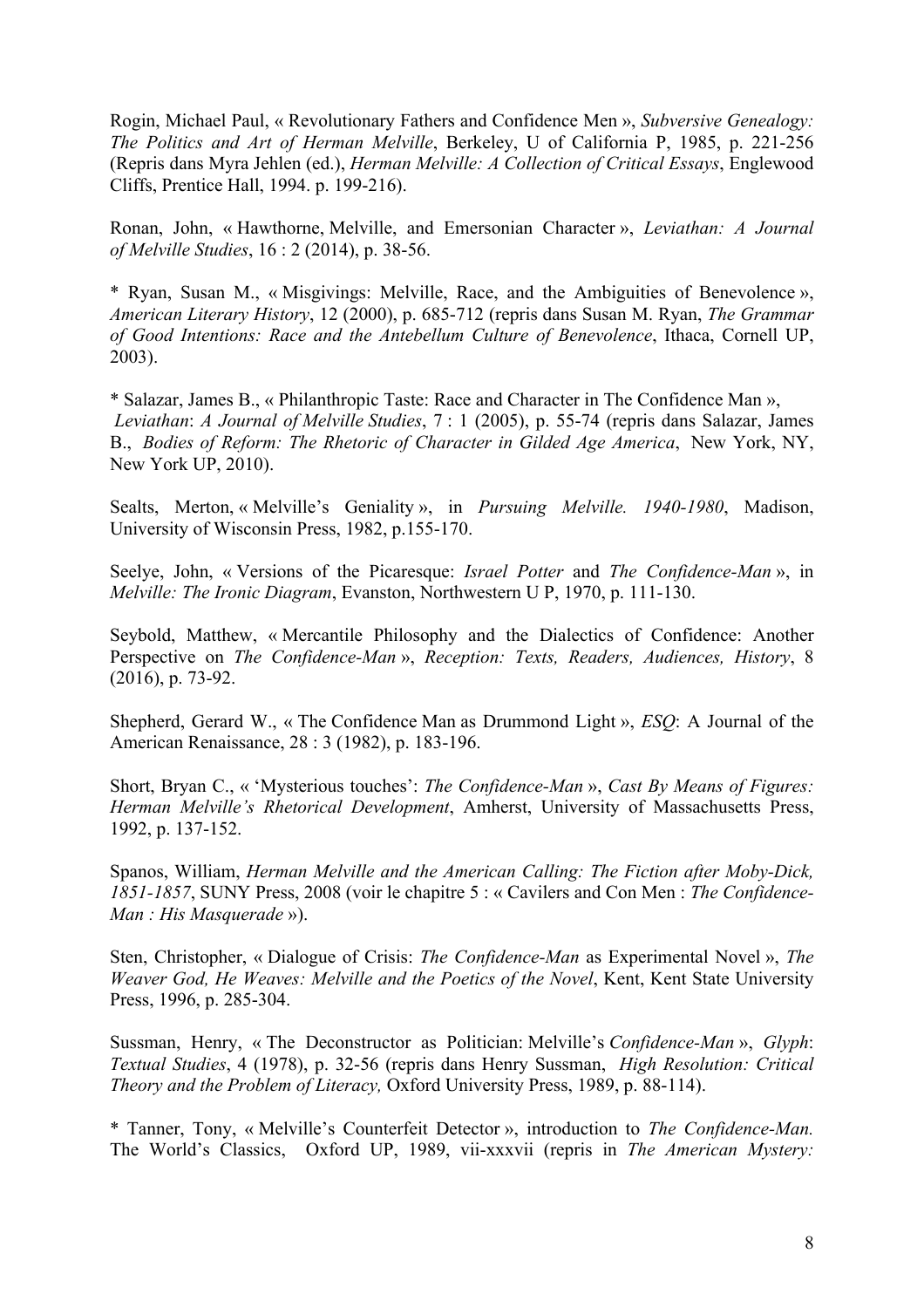Rogin, Michael Paul, « Revolutionary Fathers and Confidence Men », *Subversive Genealogy: The Politics and Art of Herman Melville*, Berkeley, U of California P, 1985, p. 221-256 (Repris dans Myra Jehlen (ed.), *Herman Melville: A Collection of Critical Essays*, Englewood Cliffs, Prentice Hall, 1994. p. 199-216).

Ronan, John, « Hawthorne, Melville, and Emersonian Character », *Leviathan: A Journal of Melville Studies*, 16 : 2 (2014), p. 38-56.

* Ryan, Susan M., « Misgivings: Melville, Race, and the Ambiguities of Benevolence », *American Literary History*, 12 (2000), p. 685-712 (repris dans Susan M. Ryan, *The Grammar of Good Intentions: Race and the Antebellum Culture of Benevolence*, Ithaca, Cornell UP, 2003).

* Salazar, James B., « Philanthropic Taste: Race and Character in The Confidence Man », *Leviathan*: *A Journal of Melville Studies*, 7 : 1 (2005), p. 55-74 (repris dans Salazar, James B., *Bodies of Reform: The Rhetoric of Character in Gilded Age America*, New York, NY, New York UP, 2010).

Sealts, Merton, « Melville's Geniality », in *Pursuing Melville. 1940-1980*, Madison, University of Wisconsin Press, 1982, p.155-170.

Seelye, John, « Versions of the Picaresque: *Israel Potter* and *The Confidence-Man* », in *Melville: The Ironic Diagram*, Evanston, Northwestern U P, 1970, p. 111-130.

Seybold, Matthew, « Mercantile Philosophy and the Dialectics of Confidence: Another Perspective on *The Confidence-Man* », *Reception: Texts, Readers, Audiences, History*, 8 (2016), p. 73-92.

Shepherd, Gerard W., « The Confidence Man as Drummond Light », *ESQ*: A Journal of the American Renaissance, 28 : 3 (1982), p. 183-196.

Short, Bryan C., « 'Mysterious touches': *The Confidence-Man* », *Cast By Means of Figures: Herman Melville's Rhetorical Development*, Amherst, University of Massachusetts Press, 1992, p. 137-152.

Spanos, William, *Herman Melville and the American Calling: The Fiction after Moby-Dick, 1851-1857*, SUNY Press, 2008 (voir le chapitre 5 : « Cavilers and Con Men : *The Confidence-Man : His Masquerade* »).

Sten, Christopher, « Dialogue of Crisis: *The Confidence-Man* as Experimental Novel », *The Weaver God, He Weaves: Melville and the Poetics of the Novel*, Kent, Kent State University Press, 1996, p. 285-304.

Sussman, Henry, « The Deconstructor as Politician: Melville's *Confidence-Man* », *Glyph*: *Textual Studies*, 4 (1978), p. 32-56 (repris dans Henry Sussman, *High Resolution: Critical Theory and the Problem of Literacy,* Oxford University Press, 1989, p. 88-114).

* Tanner, Tony, « Melville's Counterfeit Detector », introduction to *The Confidence-Man.* The World's Classics, Oxford UP, 1989, vii-xxxvii (repris in *The American Mystery:*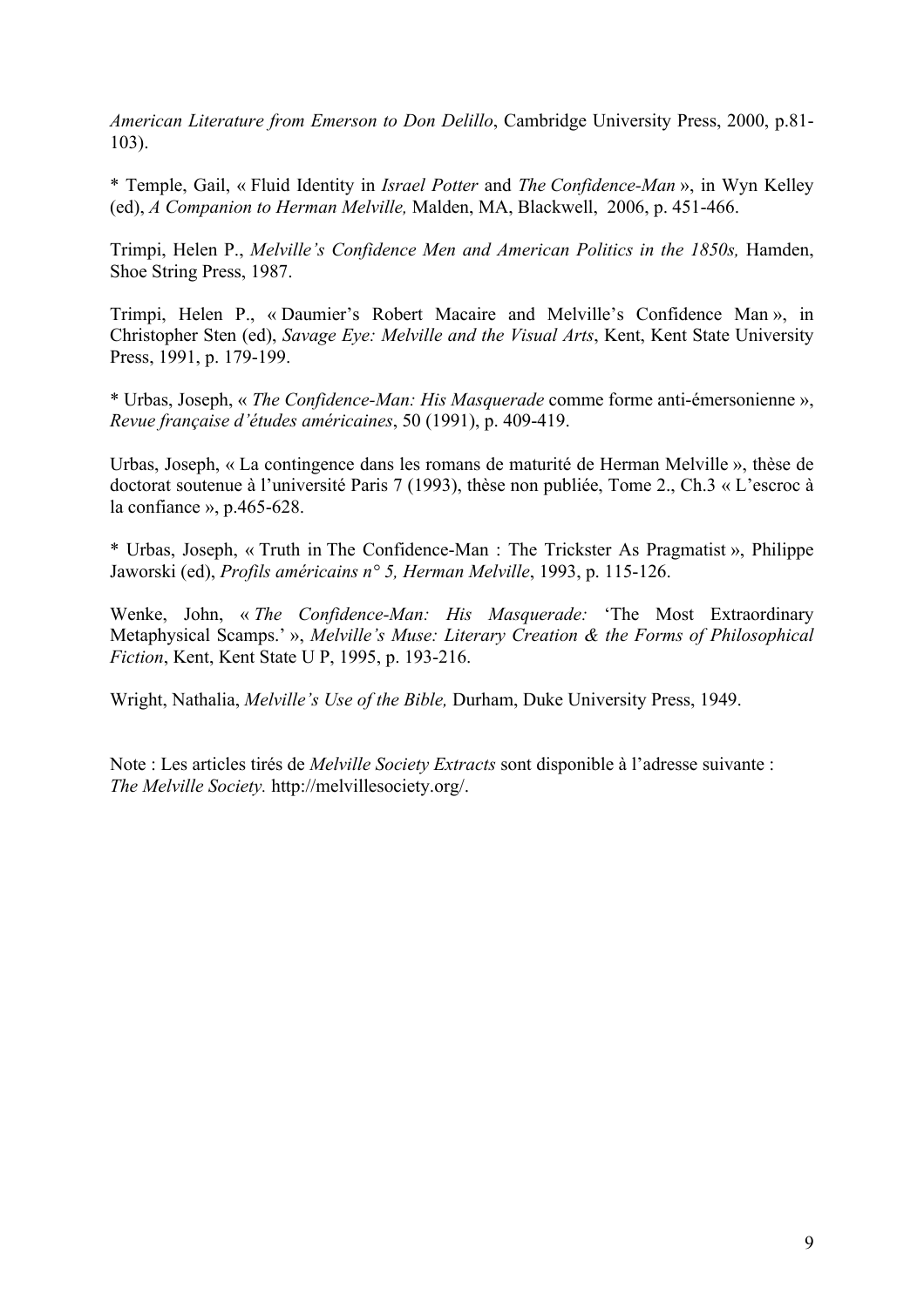*American Literature from Emerson to Don Delillo*, Cambridge University Press, 2000, p.81-103).

* Temple, Gail, « Fluid Identity in *Israel Potter* and *The Confidence-Man* », in Wyn Kelley (ed), *A Companion to Herman Melville,* Malden, MA, Blackwell, 2006, p. 451-466.

Trimpi, Helen P., *Melville's Confidence Men and American Politics in the 1850s,* Hamden, Shoe String Press, 1987.

Trimpi, Helen P., « Daumier's Robert Macaire and Melville's Confidence Man », in Christopher Sten (ed), *Savage Eye: Melville and the Visual Arts*, Kent, Kent State University Press, 1991, p. 179-199.

* Urbas, Joseph, « *The Confidence-Man: His Masquerade* comme forme anti-émersonienne », *Revue française d'études américaines*, 50 (1991), p. 409-419.

Urbas, Joseph, « La contingence dans les romans de maturité de Herman Melville », thèse de doctorat soutenue à l'université Paris 7 (1993), thèse non publiée, Tome 2., Ch.3 « L'escroc à la confiance », p.465-628.

* Urbas, Joseph, « Truth in The Confidence-Man : The Trickster As Pragmatist », Philippe Jaworski (ed), *Profils américains n° 5, Herman Melville*, 1993, p. 115-126.

Wenke, John, « *The Confidence-Man: His Masquerade:* 'The Most Extraordinary Metaphysical Scamps.' », *Melville's Muse: Literary Creation & the Forms of Philosophical Fiction*, Kent, Kent State U P, 1995, p. 193-216.

Wright, Nathalia, *Melville's Use of the Bible,* Durham, Duke University Press, 1949.

Note : Les articles tirés de *Melville Society Extracts* sont disponible à l'adresse suivante : *The Melville Society.* http://melvillesociety.org/.